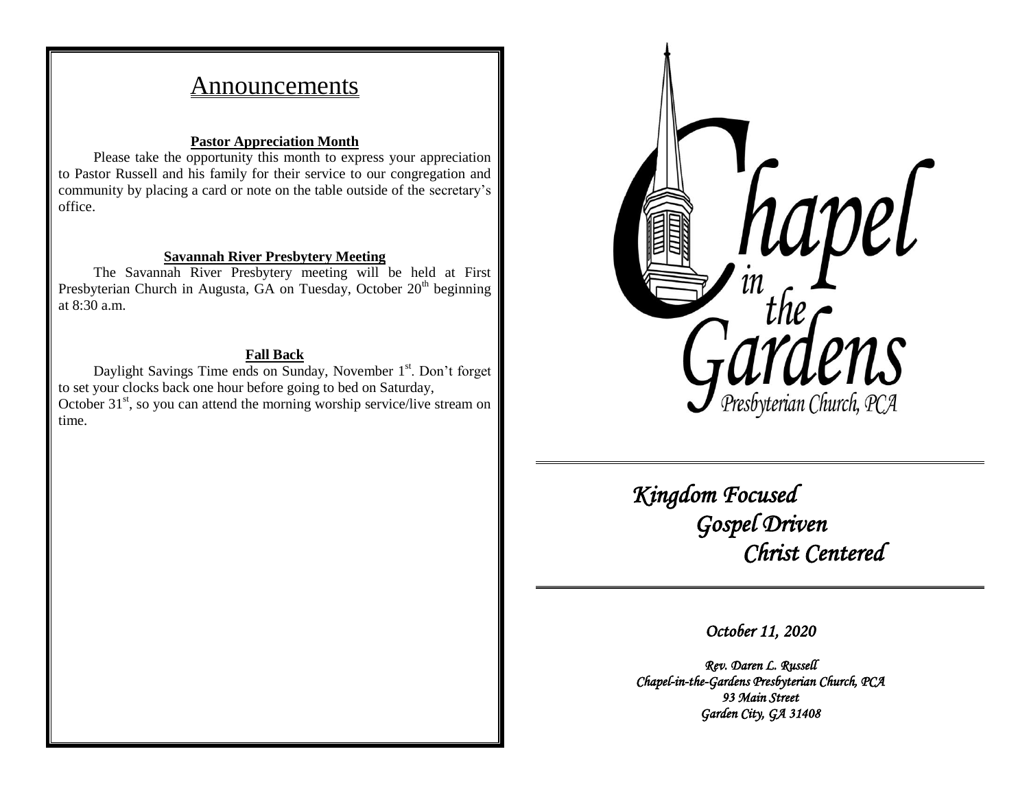# Announcements

**Pastor Appreciation Month**

Please take the opportunity this month to express your appreciation to Pastor Russell and his family for their service to our congregation and community by placing a card or note on the table outside of the secretary's office.

**Savannah River Presbytery Meeting**

The Savannah River Presbytery meeting will be held at First Presbyterian Church in Augusta, GA on Tuesday, October 20th beginning at 8:30 a.m.

**Fall Back**

Daylight Savings Time ends on Sunday, November 1st. Don't forget to set your clocks back one hour before going to bed on Saturday, October 31st, so you can attend the morning worship service/live stream on time.

# Chapel in the Gardens

Presbyterian Church, PCA

---

*Kingdom Focused*

*Gospel Driven*

*Christ Centered*

---

*October 11, 2020*

*Rev. Daren L. Russell*
*Chapel-in-the-Gardens Presbyterian Church, PCA*
*93 Main Street*
*Garden City, GA 31408*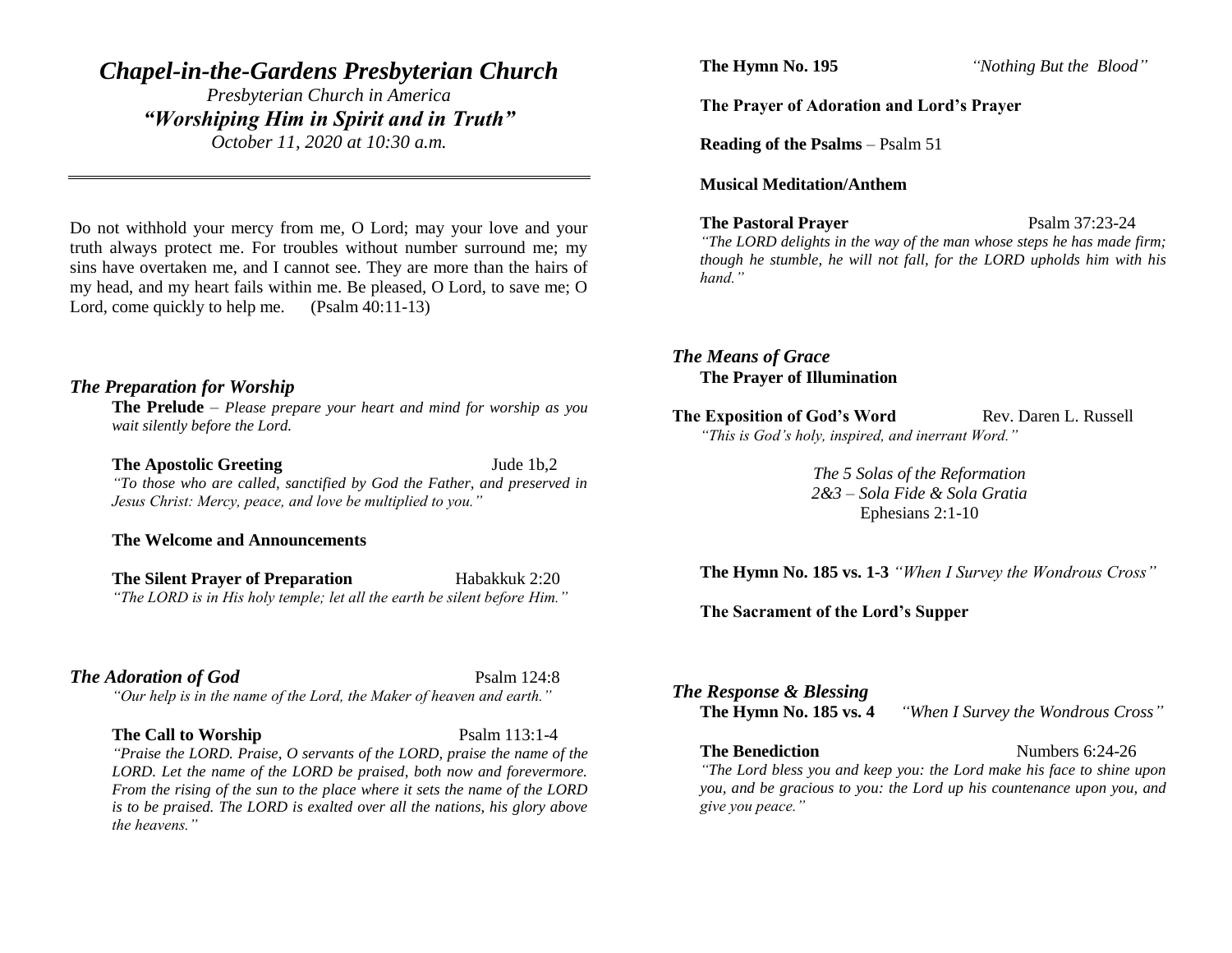# *Chapel-in-the-Gardens Presbyterian Church*

*Presbyterian Church in America*

***"Worshiping Him in Spirit and in Truth"***

*October 11, 2020 at 10:30 a.m.*

---

Do not withhold your mercy from me, O Lord; may your love and your truth always protect me. For troubles without number surround me; my sins have overtaken me, and I cannot see. They are more than the hairs of my head, and my heart fails within me. Be pleased, O Lord, to save me; O Lord, come quickly to help me. (Psalm 40:11-13)

## *The Preparation for Worship*

**The Prelude** – *Please prepare your heart and mind for worship as you wait silently before the Lord.*

**The Apostolic Greeting** Jude 1b,2

*"To those who are called, sanctified by God the Father, and preserved in Jesus Christ: Mercy, peace, and love be multiplied to you."*

**The Welcome and Announcements**

**The Silent Prayer of Preparation** Habakkuk 2:20

*"The LORD is in His holy temple; let all the earth be silent before Him."*

## *The Adoration of God* Psalm 124:8

*"Our help is in the name of the Lord, the Maker of heaven and earth."*

**The Call to Worship** Psalm 113:1-4

*"Praise the LORD. Praise, O servants of the LORD, praise the name of the LORD. Let the name of the LORD be praised, both now and forevermore. From the rising of the sun to the place where it sets the name of the LORD is to be praised. The LORD is exalted over all the nations, his glory above the heavens."*

**The Hymn No. 195** *"Nothing But the Blood"*

**The Prayer of Adoration and Lord's Prayer**

**Reading of the Psalms** – Psalm 51

**Musical Meditation/Anthem**

**The Pastoral Prayer** Psalm 37:23-24

*"The LORD delights in the way of the man whose steps he has made firm; though he stumble, he will not fall, for the LORD upholds him with his hand."*

## *The Means of Grace*

**The Prayer of Illumination**

**The Exposition of God's Word** Rev. Daren L. Russell

*"This is God's holy, inspired, and inerrant Word."*

*The 5 Solas of the Reformation*

*2&3 – Sola Fide & Sola Gratia*

Ephesians 2:1-10

**The Hymn No. 185 vs. 1-3** *"When I Survey the Wondrous Cross"*

**The Sacrament of the Lord's Supper**

## *The Response & Blessing*

**The Hymn No. 185 vs. 4** *"When I Survey the Wondrous Cross"*

**The Benediction** Numbers 6:24-26

*"The Lord bless you and keep you: the Lord make his face to shine upon you, and be gracious to you: the Lord up his countenance upon you, and give you peace."*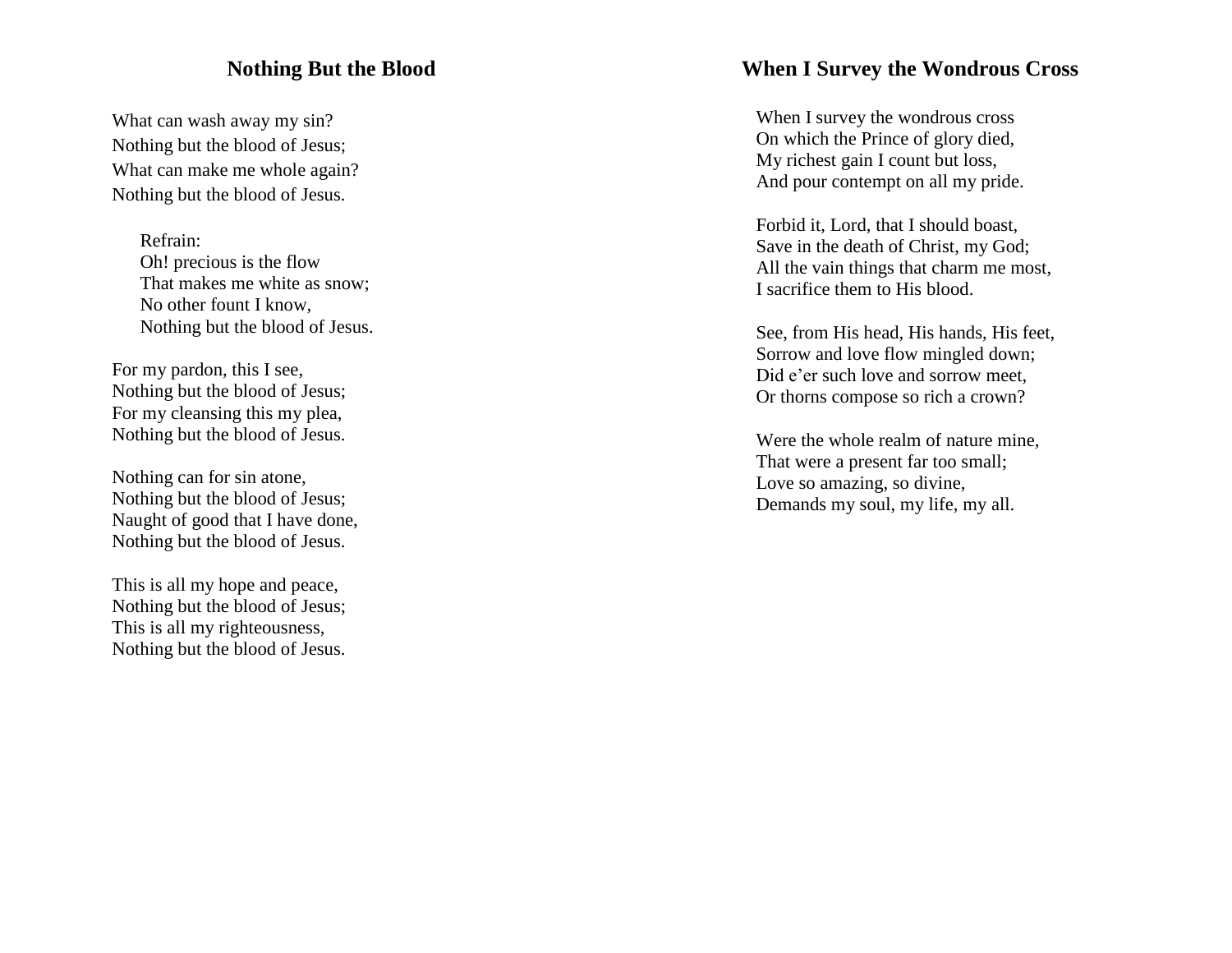## Nothing But the Blood

What can wash away my sin?
Nothing but the blood of Jesus;
What can make me whole again?
Nothing but the blood of Jesus.

Refrain:
Oh! precious is the flow
That makes me white as snow;
No other fount I know,
Nothing but the blood of Jesus.

For my pardon, this I see,
Nothing but the blood of Jesus;
For my cleansing this my plea,
Nothing but the blood of Jesus.

Nothing can for sin atone,
Nothing but the blood of Jesus;
Naught of good that I have done,
Nothing but the blood of Jesus.

This is all my hope and peace,
Nothing but the blood of Jesus;
This is all my righteousness,
Nothing but the blood of Jesus.

## When I Survey the Wondrous Cross

When I survey the wondrous cross
On which the Prince of glory died,
My richest gain I count but loss,
And pour contempt on all my pride.

Forbid it, Lord, that I should boast,
Save in the death of Christ, my God;
All the vain things that charm me most,
I sacrifice them to His blood.

See, from His head, His hands, His feet,
Sorrow and love flow mingled down;
Did e'er such love and sorrow meet,
Or thorns compose so rich a crown?

Were the whole realm of nature mine,
That were a present far too small;
Love so amazing, so divine,
Demands my soul, my life, my all.